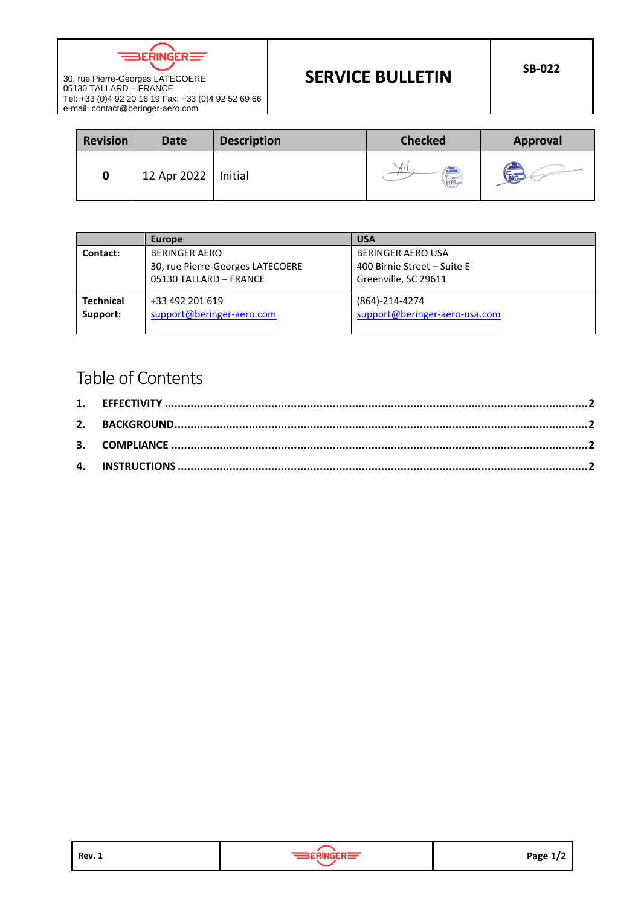| | | |
|---|---|---|
| BERINGER<br>30, rue Pierre-Georges LATECOERE<br>05130 TALLARD – FRANCE<br>Tel: +33 (0)4 92 20 16 19 Fax: +33 (0)4 92 52 69 66<br>e-mail: contact@beringer-aero.com | **SERVICE BULLETIN** | **SB-022** |

| Revision | Date | Description | Checked | Approval |
|---|---|---|---|---|
| **0** | 12 Apr 2022 | Initial | | |

| | Europe | USA |
|---|---|---|
| **Contact:** | BERINGER AERO<br>30, rue Pierre-Georges LATECOERE<br>05130 TALLARD – FRANCE | BERINGER AERO USA<br>400 Birnie Street – Suite E<br>Greenville, SC 29611 |
| **Technical Support:** | +33 492 201 619<br>support@beringer-aero.com | (864)-214-4274<br>support@beringer-aero-usa.com |

# Table of Contents

**1. EFFECTIVITY** .......... **2**

**2. BACKGROUND** .......... **2**

**3. COMPLIANCE** .......... **2**

**4. INSTRUCTIONS** .......... **2**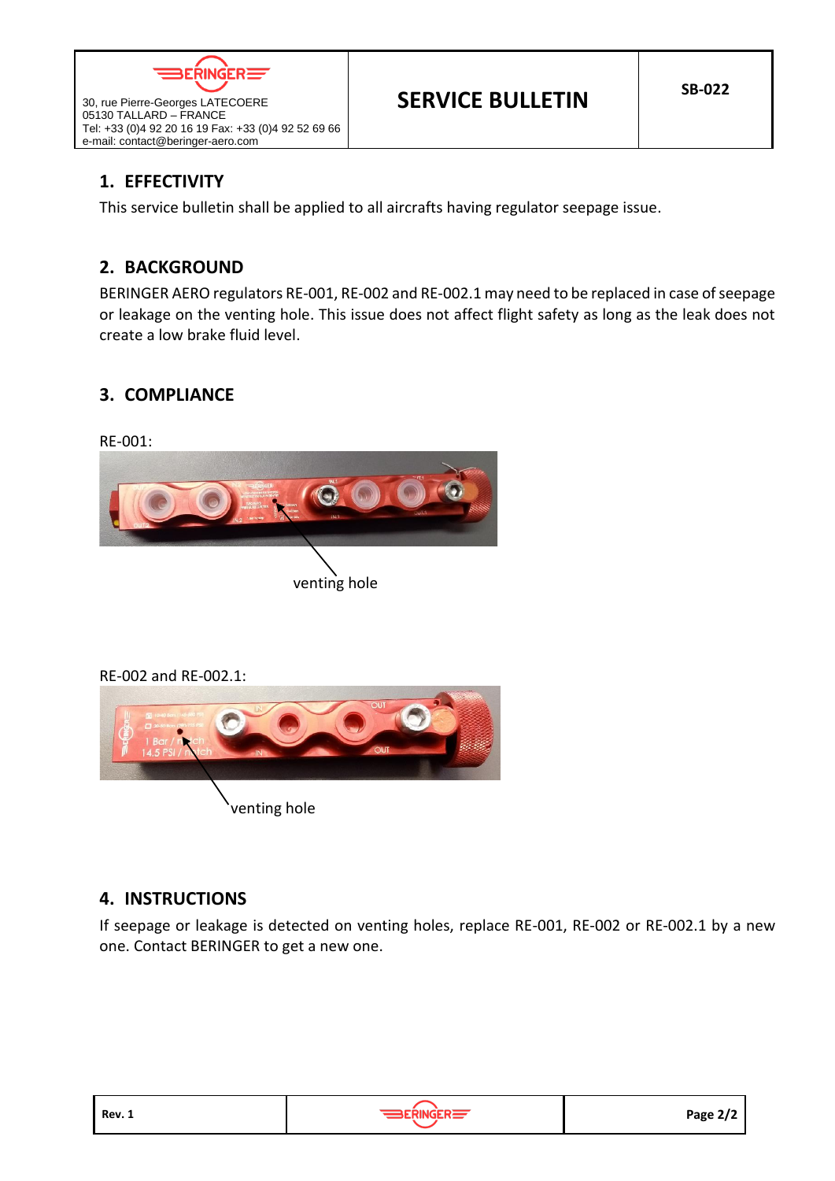## 1. EFFECTIVITY

This service bulletin shall be applied to all aircrafts having regulator seepage issue.

## 2. BACKGROUND

BERINGER AERO regulators RE-001, RE-002 and RE-002.1 may need to be replaced in case of seepage or leakage on the venting hole. This issue does not affect flight safety as long as the leak does not create a low brake fluid level.

## 3. COMPLIANCE

RE-001:

venting hole

RE-002 and RE-002.1:

venting hole

## 4. INSTRUCTIONS

If seepage or leakage is detected on venting holes, replace RE-001, RE-002 or RE-002.1 by a new one. Contact BERINGER to get a new one.

Rev. 1